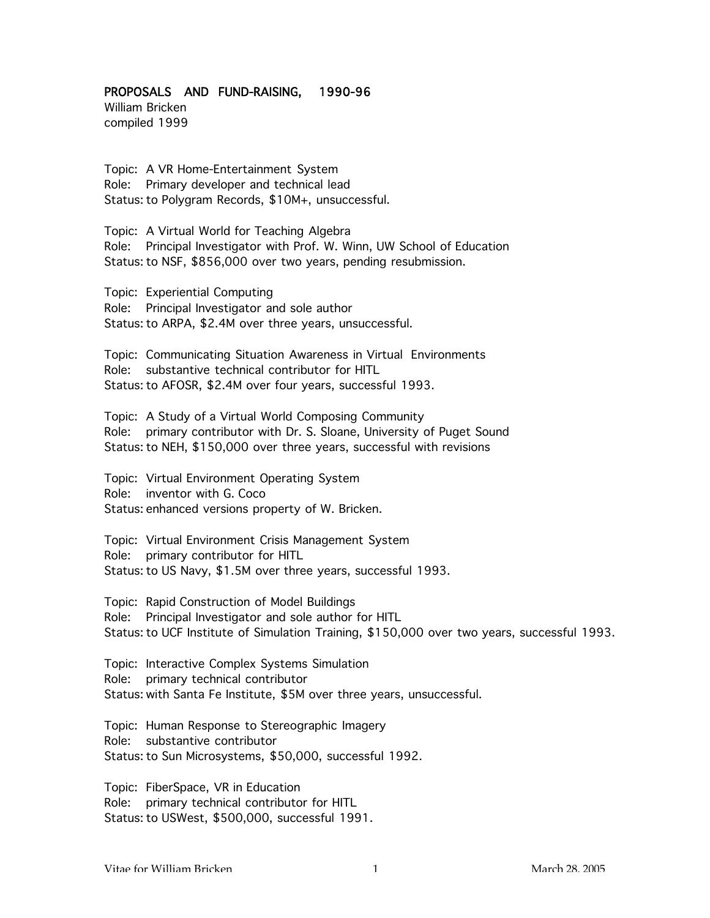## PROPOSALS AND FUND-RAISING, 1990-96

William Bricken
compiled 1999

Topic: A VR Home-Entertainment System
Role: Primary developer and technical lead
Status: to Polygram Records, $10M+, unsuccessful.

Topic: A Virtual World for Teaching Algebra
Role: Principal Investigator with Prof. W. Winn, UW School of Education
Status: to NSF, $856,000 over two years, pending resubmission.

Topic: Experiential Computing
Role: Principal Investigator and sole author
Status: to ARPA, $2.4M over three years, unsuccessful.

Topic: Communicating Situation Awareness in Virtual Environments
Role: substantive technical contributor for HITL
Status: to AFOSR, $2.4M over four years, successful 1993.

Topic: A Study of a Virtual World Composing Community
Role: primary contributor with Dr. S. Sloane, University of Puget Sound
Status: to NEH, $150,000 over three years, successful with revisions

Topic: Virtual Environment Operating System
Role: inventor with G. Coco
Status: enhanced versions property of W. Bricken.

Topic: Virtual Environment Crisis Management System
Role: primary contributor for HITL
Status: to US Navy, $1.5M over three years, successful 1993.

Topic: Rapid Construction of Model Buildings
Role: Principal Investigator and sole author for HITL
Status: to UCF Institute of Simulation Training, $150,000 over two years, successful 1993.

Topic: Interactive Complex Systems Simulation
Role: primary technical contributor
Status: with Santa Fe Institute, $5M over three years, unsuccessful.

Topic: Human Response to Stereographic Imagery
Role: substantive contributor
Status: to Sun Microsystems, $50,000, successful 1992.

Topic: FiberSpace, VR in Education
Role: primary technical contributor for HITL
Status: to USWest, $500,000, successful 1991.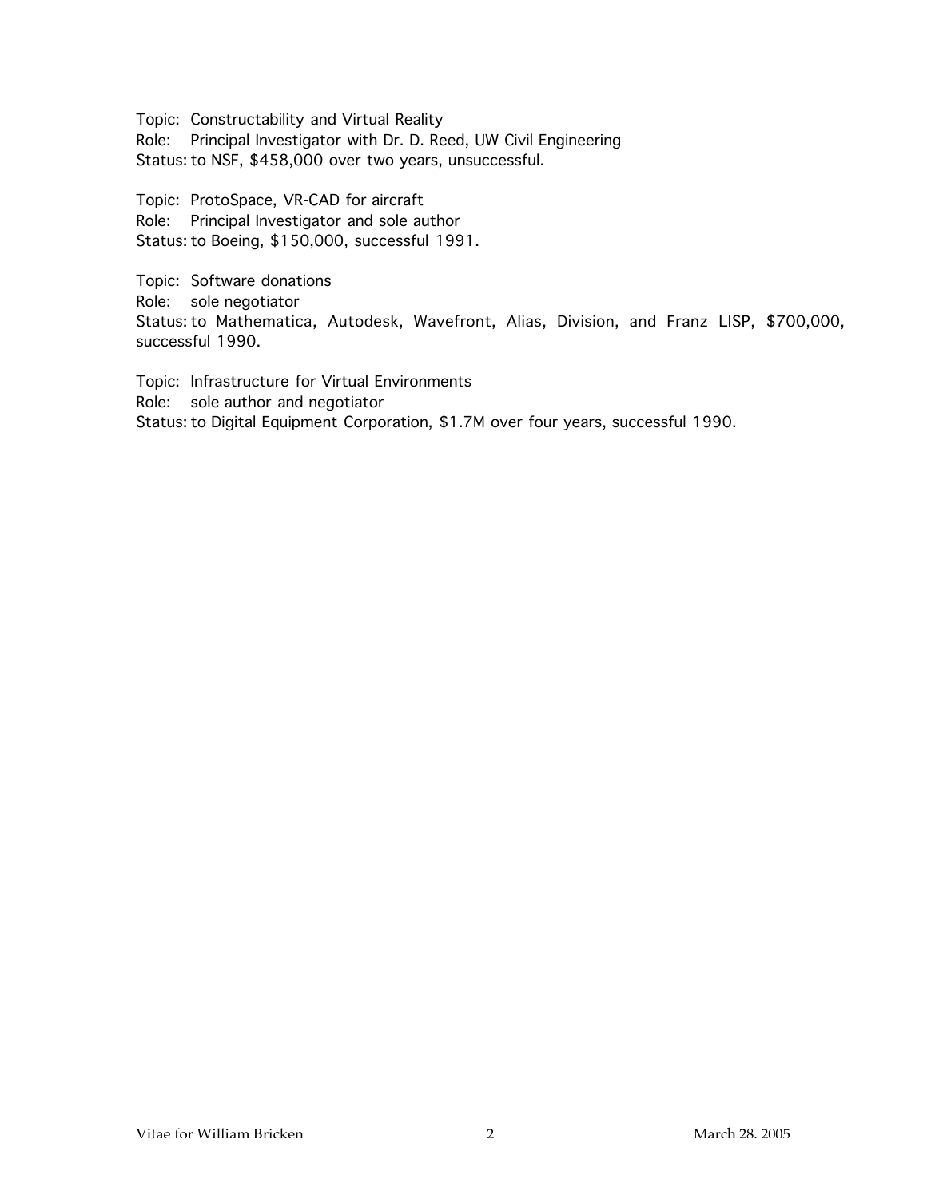Topic: Constructability and Virtual Reality
Role: Principal Investigator with Dr. D. Reed, UW Civil Engineering
Status: to NSF, $458,000 over two years, unsuccessful.

Topic: ProtoSpace, VR-CAD for aircraft
Role: Principal Investigator and sole author
Status: to Boeing, $150,000, successful 1991.

Topic: Software donations
Role: sole negotiator
Status: to Mathematica, Autodesk, Wavefront, Alias, Division, and Franz LISP, $700,000, successful 1990.

Topic: Infrastructure for Virtual Environments
Role: sole author and negotiator
Status: to Digital Equipment Corporation, $1.7M over four years, successful 1990.